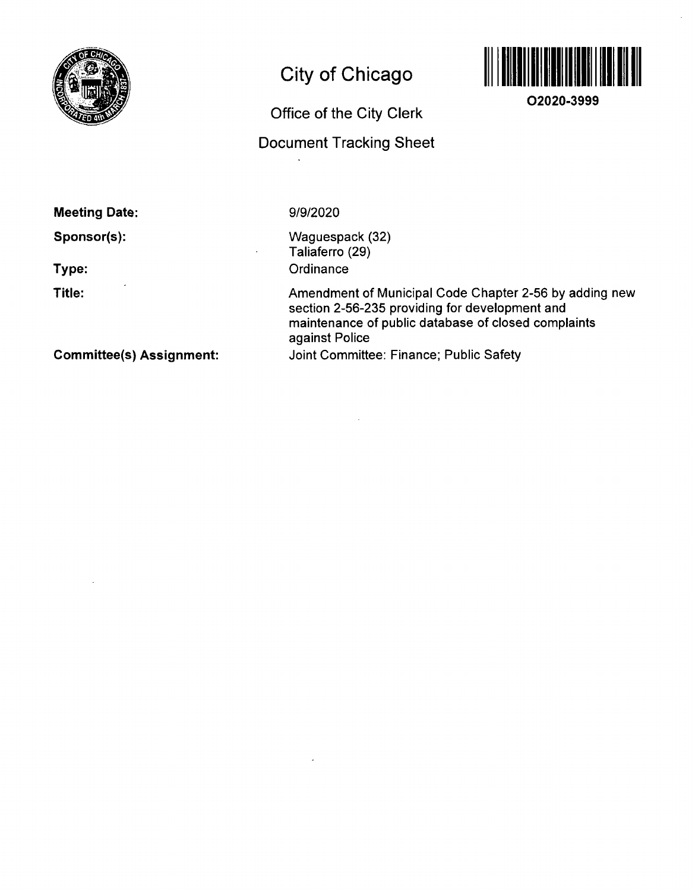# City of Chicago

## Office of the City Clerk

## Document Tracking Sheet

O2020-3999

**Meeting Date:** 9/9/2020

**Sponsor(s):** Waguespack (32)
Taliaferro (29)

**Type:** Ordinance

**Title:** Amendment of Municipal Code Chapter 2-56 by adding new section 2-56-235 providing for development and maintenance of public database of closed complaints against Police

**Committee(s) Assignment:** Joint Committee: Finance; Public Safety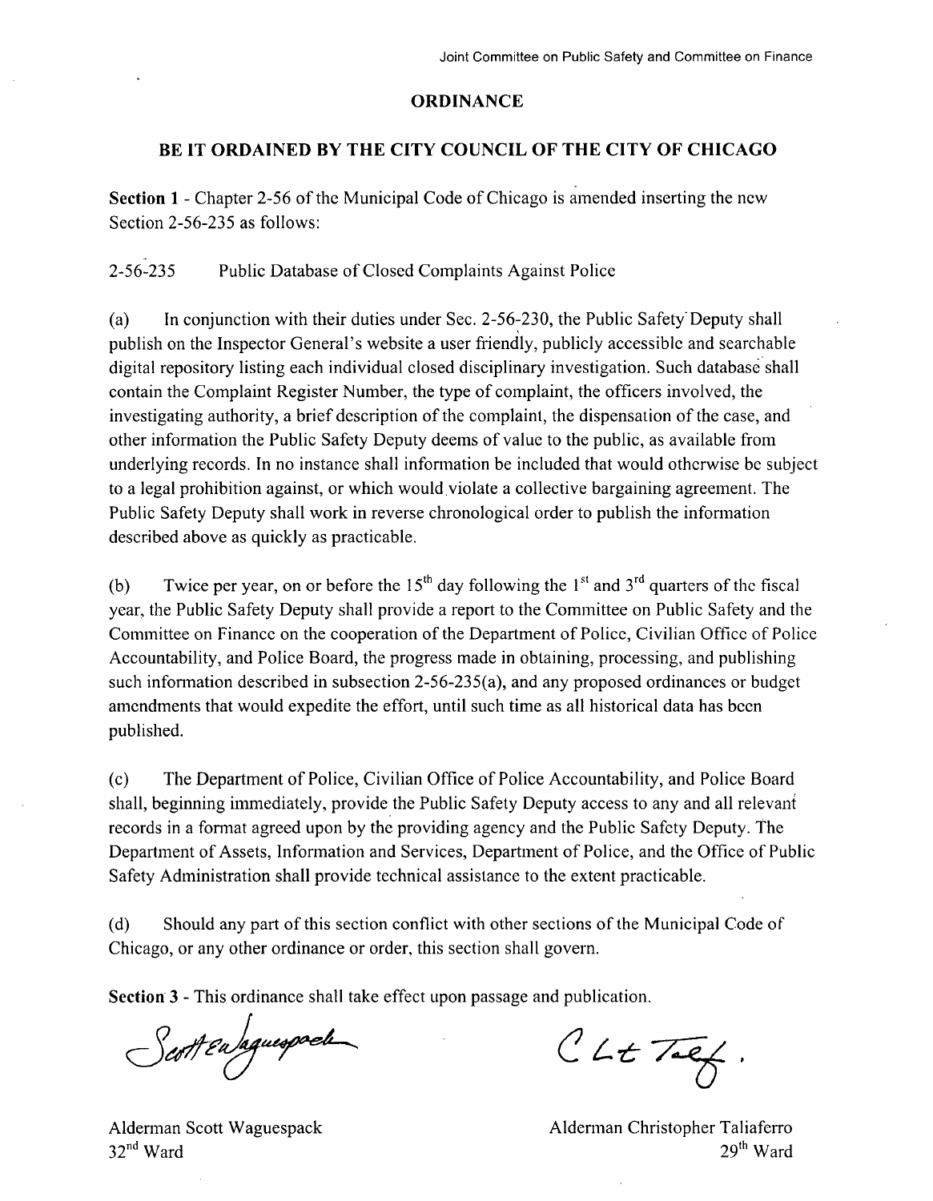Joint Committee on Public Safety and Committee on Finance

## ORDINANCE

## BE IT ORDAINED BY THE CITY COUNCIL OF THE CITY OF CHICAGO

**Section 1** - Chapter 2-56 of the Municipal Code of Chicago is amended inserting the new Section 2-56-235 as follows:

2-56-235 Public Database of Closed Complaints Against Police

(a) In conjunction with their duties under Sec. 2-56-230, the Public Safety Deputy shall publish on the Inspector General's website a user friendly, publicly accessible and searchable digital repository listing each individual closed disciplinary investigation. Such database shall contain the Complaint Register Number, the type of complaint, the officers involved, the investigating authority, a brief description of the complaint, the dispensation of the case, and other information the Public Safety Deputy deems of value to the public, as available from underlying records. In no instance shall information be included that would otherwise be subject to a legal prohibition against, or which would violate a collective bargaining agreement. The Public Safety Deputy shall work in reverse chronological order to publish the information described above as quickly as practicable.

(b) Twice per year, on or before the 15th day following the 1st and 3rd quarters of the fiscal year, the Public Safety Deputy shall provide a report to the Committee on Public Safety and the Committee on Finance on the cooperation of the Department of Police, Civilian Office of Police Accountability, and Police Board, the progress made in obtaining, processing, and publishing such information described in subsection 2-56-235(a), and any proposed ordinances or budget amendments that would expedite the effort, until such time as all historical data has been published.

(c) The Department of Police, Civilian Office of Police Accountability, and Police Board shall, beginning immediately, provide the Public Safety Deputy access to any and all relevant records in a format agreed upon by the providing agency and the Public Safety Deputy. The Department of Assets, Information and Services, Department of Police, and the Office of Public Safety Administration shall provide technical assistance to the extent practicable.

(d) Should any part of this section conflict with other sections of the Municipal Code of Chicago, or any other ordinance or order, this section shall govern.

**Section 3** - This ordinance shall take effect upon passage and publication.

Alderman Scott Waguespack
32nd Ward

Alderman Christopher Taliaferro
29th Ward